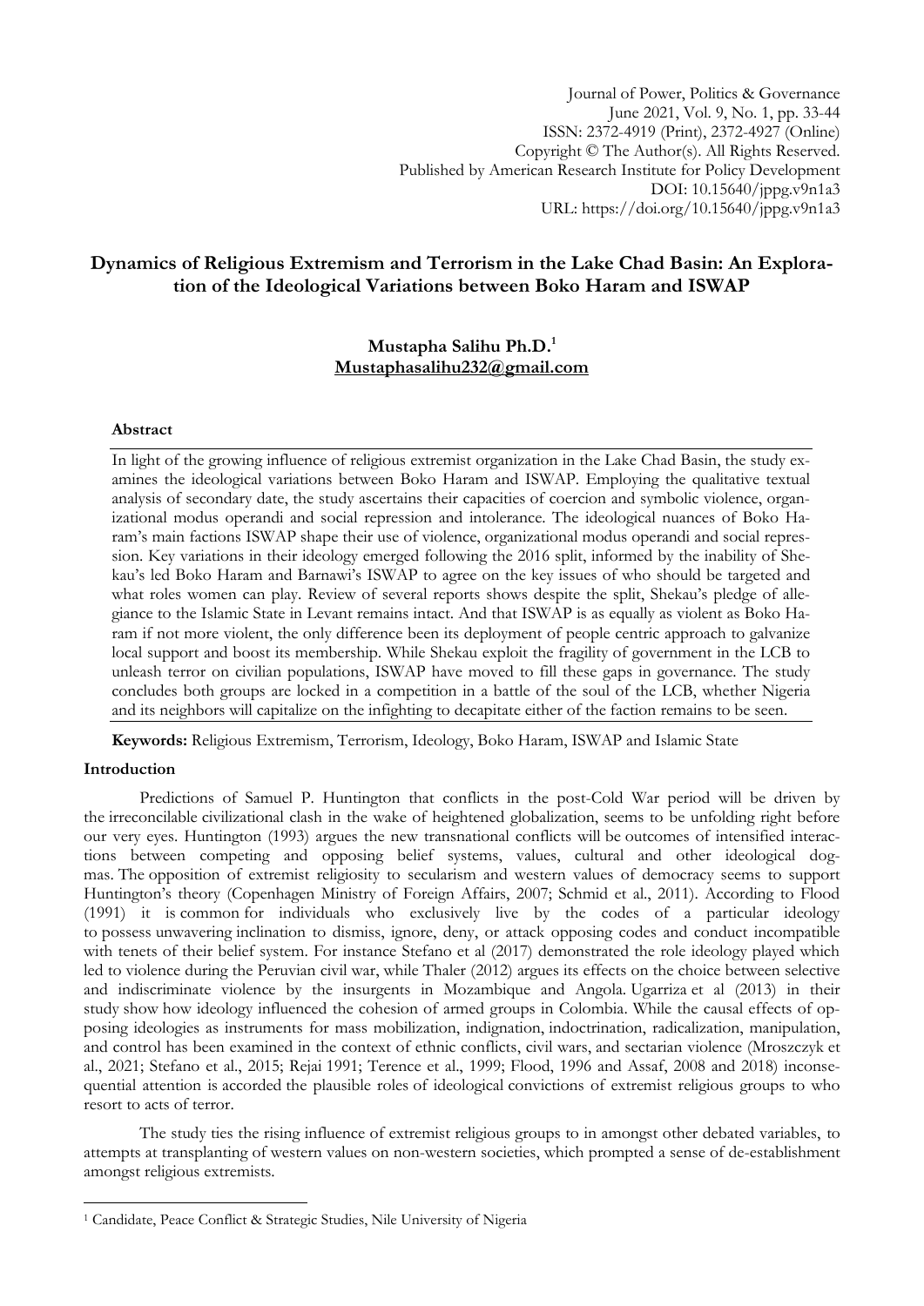Journal of Power, Politics & Governance
June 2021, Vol. 9, No. 1, pp. 33-44
ISSN: 2372-4919 (Print), 2372-4927 (Online)
Copyright © The Author(s). All Rights Reserved.
Published by American Research Institute for Policy Development
DOI: 10.15640/jppg.v9n1a3
URL: https://doi.org/10.15640/jppg.v9n1a3

# Dynamics of Religious Extremism and Terrorism in the Lake Chad Basin: An Exploration of the Ideological Variations between Boko Haram and ISWAP

**Mustapha Salihu Ph.D.**[1]
**Mustaphasalihu232@gmail.com**

### Abstract

In light of the growing influence of religious extremist organization in the Lake Chad Basin, the study examines the ideological variations between Boko Haram and ISWAP. Employing the qualitative textual analysis of secondary date, the study ascertains their capacities of coercion and symbolic violence, organizational modus operandi and social repression and intolerance. The ideological nuances of Boko Haram's main factions ISWAP shape their use of violence, organizational modus operandi and social repression. Key variations in their ideology emerged following the 2016 split, informed by the inability of Shekau's led Boko Haram and Barnawi's ISWAP to agree on the key issues of who should be targeted and what roles women can play. Review of several reports shows despite the split, Shekau's pledge of allegiance to the Islamic State in Levant remains intact. And that ISWAP is as equally as violent as Boko Haram if not more violent, the only difference been its deployment of people centric approach to galvanize local support and boost its membership. While Shekau exploit the fragility of government in the LCB to unleash terror on civilian populations, ISWAP have moved to fill these gaps in governance. The study concludes both groups are locked in a competition in a battle of the soul of the LCB, whether Nigeria and its neighbors will capitalize on the infighting to decapitate either of the faction remains to be seen.

**Keywords:** Religious Extremism, Terrorism, Ideology, Boko Haram, ISWAP and Islamic State

### Introduction

Predictions of Samuel P. Huntington that conflicts in the post-Cold War period will be driven by the irreconcilable civilizational clash in the wake of heightened globalization, seems to be unfolding right before our very eyes. Huntington (1993) argues the new transnational conflicts will be outcomes of intensified interactions between competing and opposing belief systems, values, cultural and other ideological dogmas. The opposition of extremist religiosity to secularism and western values of democracy seems to support Huntington's theory (Copenhagen Ministry of Foreign Affairs, 2007; Schmid et al., 2011). According to Flood (1991) it is common for individuals who exclusively live by the codes of a particular ideology to possess unwavering inclination to dismiss, ignore, deny, or attack opposing codes and conduct incompatible with tenets of their belief system. For instance Stefano et al (2017) demonstrated the role ideology played which led to violence during the Peruvian civil war, while Thaler (2012) argues its effects on the choice between selective and indiscriminate violence by the insurgents in Mozambique and Angola. Ugarriza et al (2013) in their study show how ideology influenced the cohesion of armed groups in Colombia. While the causal effects of opposing ideologies as instruments for mass mobilization, indignation, indoctrination, radicalization, manipulation, and control has been examined in the context of ethnic conflicts, civil wars, and sectarian violence (Mroszczyk et al., 2021; Stefano et al., 2015; Rejai 1991; Terence et al., 1999; Flood, 1996 and Assaf, 2008 and 2018) inconsequential attention is accorded the plausible roles of ideological convictions of extremist religious groups to who resort to acts of terror.

The study ties the rising influence of extremist religious groups to in amongst other debated variables, to attempts at transplanting of western values on non-western societies, which prompted a sense of de-establishment amongst religious extremists.

---

[1] Candidate, Peace Conflict & Strategic Studies, Nile University of Nigeria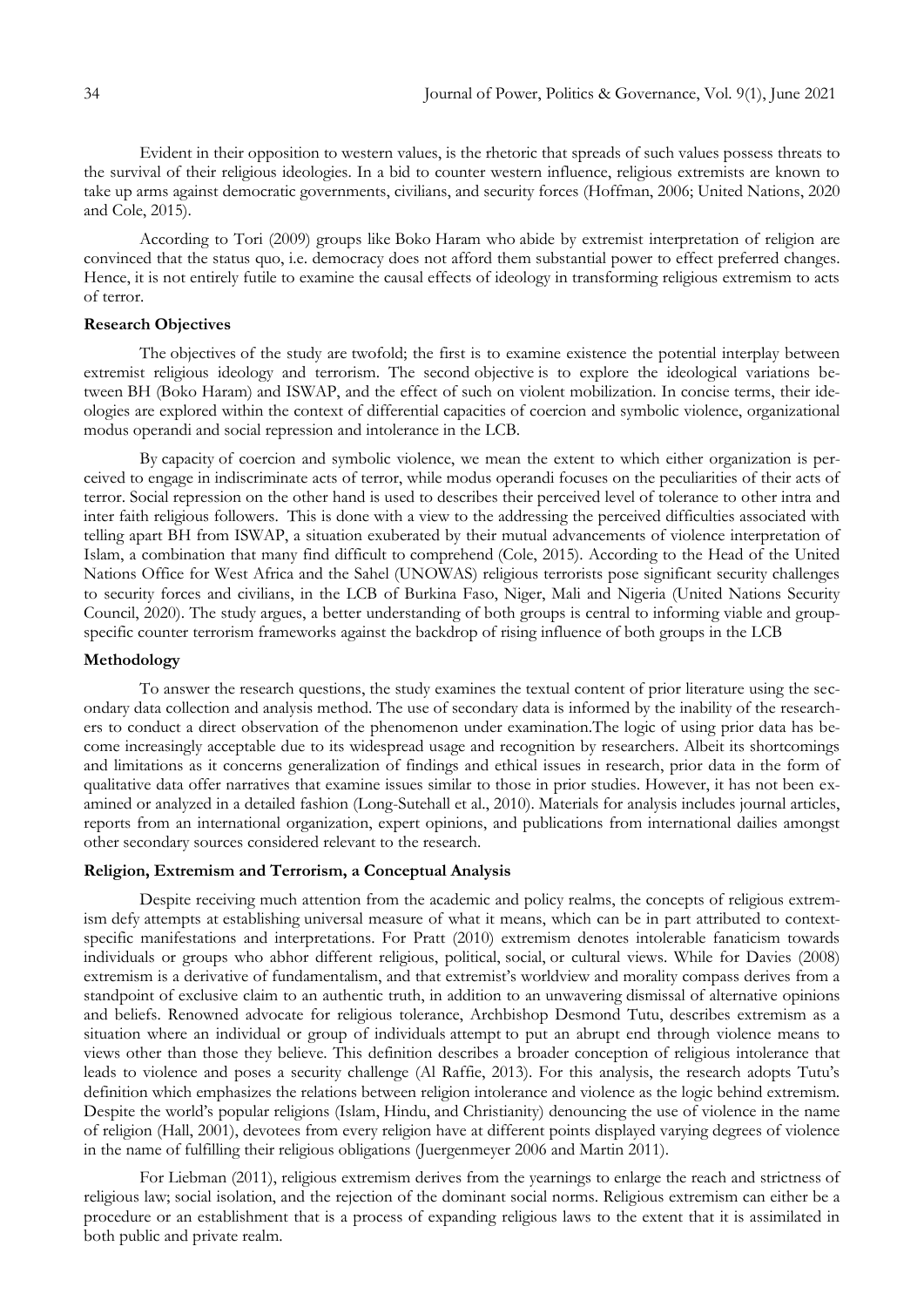Evident in their opposition to western values, is the rhetoric that spreads of such values possess threats to the survival of their religious ideologies. In a bid to counter western influence, religious extremists are known to take up arms against democratic governments, civilians, and security forces (Hoffman, 2006; United Nations, 2020 and Cole, 2015).

According to Tori (2009) groups like Boko Haram who abide by extremist interpretation of religion are convinced that the status quo, i.e. democracy does not afford them substantial power to effect preferred changes. Hence, it is not entirely futile to examine the causal effects of ideology in transforming religious extremism to acts of terror.

### Research Objectives

The objectives of the study are twofold; the first is to examine existence the potential interplay between extremist religious ideology and terrorism. The second objective is to explore the ideological variations between BH (Boko Haram) and ISWAP, and the effect of such on violent mobilization. In concise terms, their ideologies are explored within the context of differential capacities of coercion and symbolic violence, organizational modus operandi and social repression and intolerance in the LCB.

By capacity of coercion and symbolic violence, we mean the extent to which either organization is perceived to engage in indiscriminate acts of terror, while modus operandi focuses on the peculiarities of their acts of terror. Social repression on the other hand is used to describes their perceived level of tolerance to other intra and inter faith religious followers. This is done with a view to the addressing the perceived difficulties associated with telling apart BH from ISWAP, a situation exuberated by their mutual advancements of violence interpretation of Islam, a combination that many find difficult to comprehend (Cole, 2015). According to the Head of the United Nations Office for West Africa and the Sahel (UNOWAS) religious terrorists pose significant security challenges to security forces and civilians, in the LCB of Burkina Faso, Niger, Mali and Nigeria (United Nations Security Council, 2020). The study argues, a better understanding of both groups is central to informing viable and group-specific counter terrorism frameworks against the backdrop of rising influence of both groups in the LCB

### Methodology

To answer the research questions, the study examines the textual content of prior literature using the secondary data collection and analysis method. The use of secondary data is informed by the inability of the researchers to conduct a direct observation of the phenomenon under examination.The logic of using prior data has become increasingly acceptable due to its widespread usage and recognition by researchers. Albeit its shortcomings and limitations as it concerns generalization of findings and ethical issues in research, prior data in the form of qualitative data offer narratives that examine issues similar to those in prior studies. However, it has not been examined or analyzed in a detailed fashion (Long-Sutehall et al., 2010). Materials for analysis includes journal articles, reports from an international organization, expert opinions, and publications from international dailies amongst other secondary sources considered relevant to the research.

### Religion, Extremism and Terrorism, a Conceptual Analysis

Despite receiving much attention from the academic and policy realms, the concepts of religious extremism defy attempts at establishing universal measure of what it means, which can be in part attributed to context-specific manifestations and interpretations. For Pratt (2010) extremism denotes intolerable fanaticism towards individuals or groups who abhor different religious, political, social, or cultural views. While for Davies (2008) extremism is a derivative of fundamentalism, and that extremist's worldview and morality compass derives from a standpoint of exclusive claim to an authentic truth, in addition to an unwavering dismissal of alternative opinions and beliefs. Renowned advocate for religious tolerance, Archbishop Desmond Tutu, describes extremism as a situation where an individual or group of individuals attempt to put an abrupt end through violence means to views other than those they believe. This definition describes a broader conception of religious intolerance that leads to violence and poses a security challenge (Al Raffie, 2013). For this analysis, the research adopts Tutu's definition which emphasizes the relations between religion intolerance and violence as the logic behind extremism. Despite the world's popular religions (Islam, Hindu, and Christianity) denouncing the use of violence in the name of religion (Hall, 2001), devotees from every religion have at different points displayed varying degrees of violence in the name of fulfilling their religious obligations (Juergenmeyer 2006 and Martin 2011).

For Liebman (2011), religious extremism derives from the yearnings to enlarge the reach and strictness of religious law; social isolation, and the rejection of the dominant social norms. Religious extremism can either be a procedure or an establishment that is a process of expanding religious laws to the extent that it is assimilated in both public and private realm.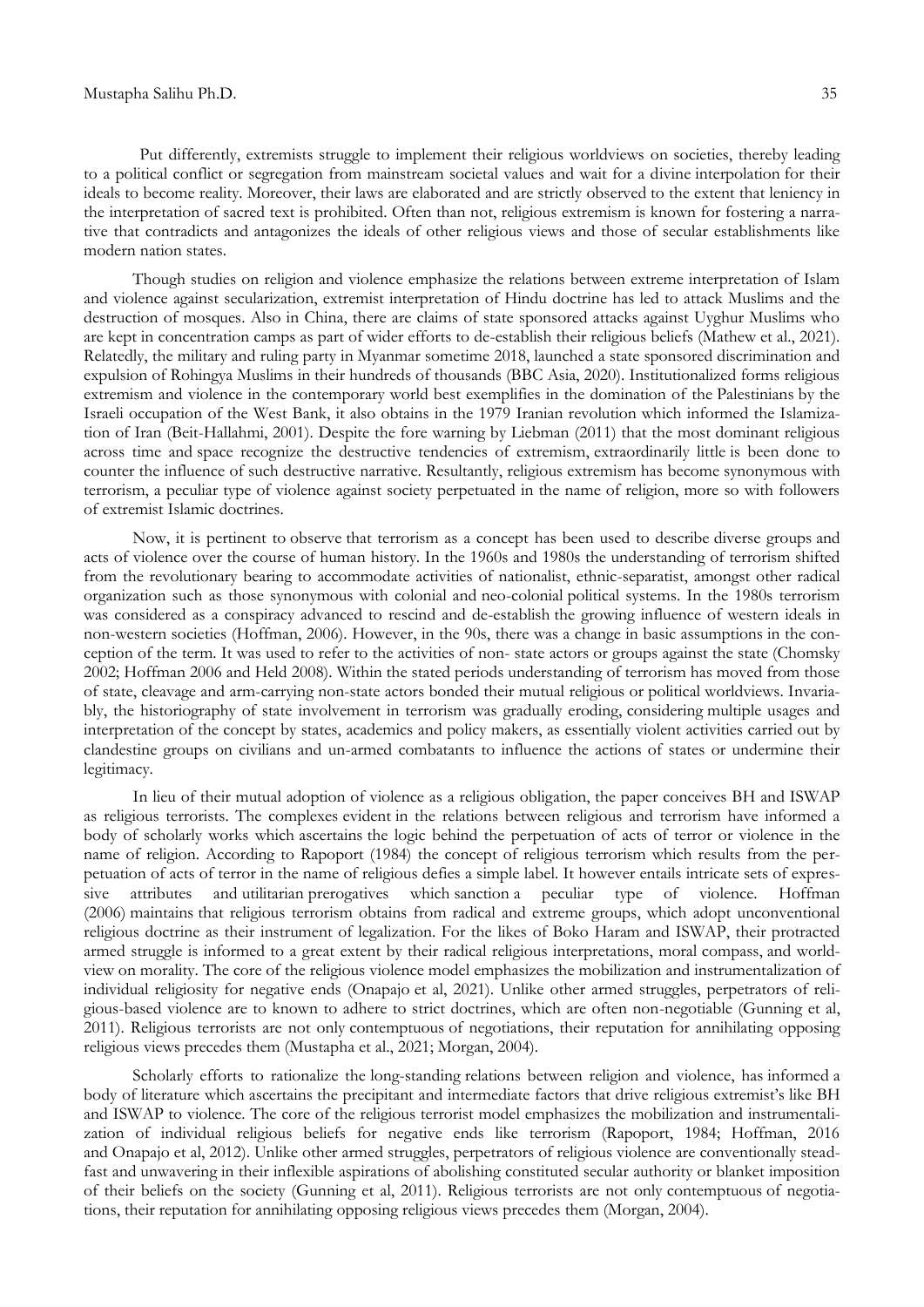Put differently, extremists struggle to implement their religious worldviews on societies, thereby leading to a political conflict or segregation from mainstream societal values and wait for a divine interpolation for their ideals to become reality. Moreover, their laws are elaborated and are strictly observed to the extent that leniency in the interpretation of sacred text is prohibited. Often than not, religious extremism is known for fostering a narrative that contradicts and antagonizes the ideals of other religious views and those of secular establishments like modern nation states.

Though studies on religion and violence emphasize the relations between extreme interpretation of Islam and violence against secularization, extremist interpretation of Hindu doctrine has led to attack Muslims and the destruction of mosques. Also in China, there are claims of state sponsored attacks against Uyghur Muslims who are kept in concentration camps as part of wider efforts to de-establish their religious beliefs (Mathew et al., 2021). Relatedly, the military and ruling party in Myanmar sometime 2018, launched a state sponsored discrimination and expulsion of Rohingya Muslims in their hundreds of thousands (BBC Asia, 2020). Institutionalized forms religious extremism and violence in the contemporary world best exemplifies in the domination of the Palestinians by the Israeli occupation of the West Bank, it also obtains in the 1979 Iranian revolution which informed the Islamization of Iran (Beit-Hallahmi, 2001). Despite the fore warning by Liebman (2011) that the most dominant religious across time and space recognize the destructive tendencies of extremism, extraordinarily little is been done to counter the influence of such destructive narrative. Resultantly, religious extremism has become synonymous with terrorism, a peculiar type of violence against society perpetuated in the name of religion, more so with followers of extremist Islamic doctrines.

Now, it is pertinent to observe that terrorism as a concept has been used to describe diverse groups and acts of violence over the course of human history. In the 1960s and 1980s the understanding of terrorism shifted from the revolutionary bearing to accommodate activities of nationalist, ethnic-separatist, amongst other radical organization such as those synonymous with colonial and neo-colonial political systems. In the 1980s terrorism was considered as a conspiracy advanced to rescind and de-establish the growing influence of western ideals in non-western societies (Hoffman, 2006). However, in the 90s, there was a change in basic assumptions in the conception of the term. It was used to refer to the activities of non- state actors or groups against the state (Chomsky 2002; Hoffman 2006 and Held 2008). Within the stated periods understanding of terrorism has moved from those of state, cleavage and arm-carrying non-state actors bonded their mutual religious or political worldviews. Invariably, the historiography of state involvement in terrorism was gradually eroding, considering multiple usages and interpretation of the concept by states, academics and policy makers, as essentially violent activities carried out by clandestine groups on civilians and un-armed combatants to influence the actions of states or undermine their legitimacy.

In lieu of their mutual adoption of violence as a religious obligation, the paper conceives BH and ISWAP as religious terrorists. The complexes evident in the relations between religious and terrorism have informed a body of scholarly works which ascertains the logic behind the perpetuation of acts of terror or violence in the name of religion. According to Rapoport (1984) the concept of religious terrorism which results from the perpetuation of acts of terror in the name of religious defies a simple label. It however entails intricate sets of expressive attributes and utilitarian prerogatives which sanction a peculiar type of violence. Hoffman (2006) maintains that religious terrorism obtains from radical and extreme groups, which adopt unconventional religious doctrine as their instrument of legalization. For the likes of Boko Haram and ISWAP, their protracted armed struggle is informed to a great extent by their radical religious interpretations, moral compass, and worldview on morality. The core of the religious violence model emphasizes the mobilization and instrumentalization of individual religiosity for negative ends (Onapajo et al, 2021). Unlike other armed struggles, perpetrators of religious-based violence are to known to adhere to strict doctrines, which are often non-negotiable (Gunning et al, 2011). Religious terrorists are not only contemptuous of negotiations, their reputation for annihilating opposing religious views precedes them (Mustapha et al., 2021; Morgan, 2004).

Scholarly efforts to rationalize the long-standing relations between religion and violence, has informed a body of literature which ascertains the precipitant and intermediate factors that drive religious extremist's like BH and ISWAP to violence. The core of the religious terrorist model emphasizes the mobilization and instrumentalization of individual religious beliefs for negative ends like terrorism (Rapoport, 1984; Hoffman, 2016 and Onapajo et al, 2012). Unlike other armed struggles, perpetrators of religious violence are conventionally steadfast and unwavering in their inflexible aspirations of abolishing constituted secular authority or blanket imposition of their beliefs on the society (Gunning et al, 2011). Religious terrorists are not only contemptuous of negotiations, their reputation for annihilating opposing religious views precedes them (Morgan, 2004).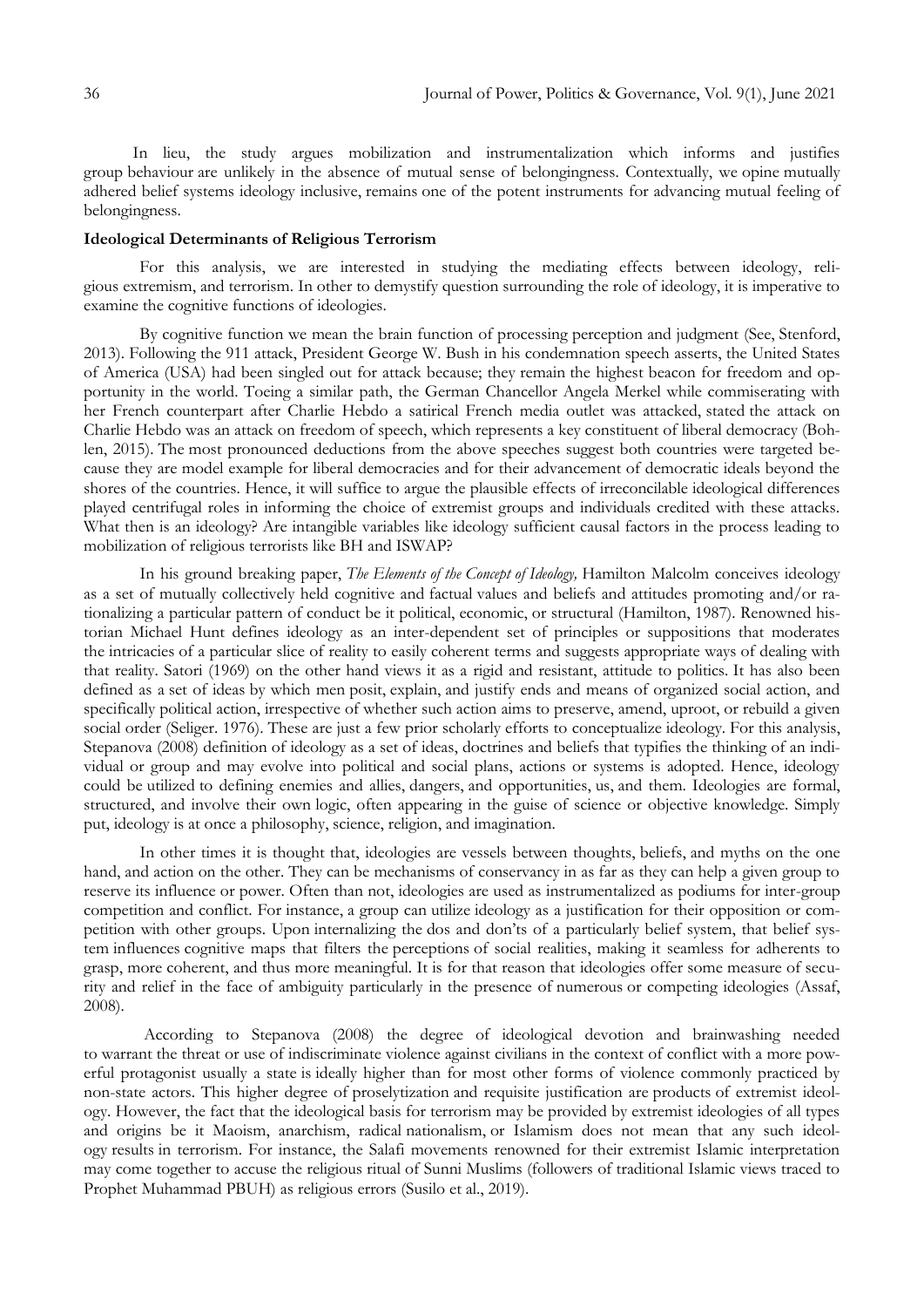In lieu, the study argues mobilization and instrumentalization which informs and justifies group behaviour are unlikely in the absence of mutual sense of belongingness. Contextually, we opine mutually adhered belief systems ideology inclusive, remains one of the potent instruments for advancing mutual feeling of belongingness.

### Ideological Determinants of Religious Terrorism

For this analysis, we are interested in studying the mediating effects between ideology, religious extremism, and terrorism. In other to demystify question surrounding the role of ideology, it is imperative to examine the cognitive functions of ideologies.

By cognitive function we mean the brain function of processing perception and judgment (See, Stenford, 2013). Following the 911 attack, President George W. Bush in his condemnation speech asserts, the United States of America (USA) had been singled out for attack because; they remain the highest beacon for freedom and opportunity in the world. Toeing a similar path, the German Chancellor Angela Merkel while commiserating with her French counterpart after Charlie Hebdo a satirical French media outlet was attacked, stated the attack on Charlie Hebdo was an attack on freedom of speech, which represents a key constituent of liberal democracy (Bohlen, 2015). The most pronounced deductions from the above speeches suggest both countries were targeted because they are model example for liberal democracies and for their advancement of democratic ideals beyond the shores of the countries. Hence, it will suffice to argue the plausible effects of irreconcilable ideological differences played centrifugal roles in informing the choice of extremist groups and individuals credited with these attacks. What then is an ideology? Are intangible variables like ideology sufficient causal factors in the process leading to mobilization of religious terrorists like BH and ISWAP?

In his ground breaking paper, *The Elements of the Concept of Ideology,* Hamilton Malcolm conceives ideology as a set of mutually collectively held cognitive and factual values and beliefs and attitudes promoting and/or rationalizing a particular pattern of conduct be it political, economic, or structural (Hamilton, 1987). Renowned historian Michael Hunt defines ideology as an inter-dependent set of principles or suppositions that moderates the intricacies of a particular slice of reality to easily coherent terms and suggests appropriate ways of dealing with that reality. Satori (1969) on the other hand views it as a rigid and resistant, attitude to politics. It has also been defined as a set of ideas by which men posit, explain, and justify ends and means of organized social action, and specifically political action, irrespective of whether such action aims to preserve, amend, uproot, or rebuild a given social order (Seliger. 1976). These are just a few prior scholarly efforts to conceptualize ideology. For this analysis, Stepanova (2008) definition of ideology as a set of ideas, doctrines and beliefs that typifies the thinking of an individual or group and may evolve into political and social plans, actions or systems is adopted. Hence, ideology could be utilized to defining enemies and allies, dangers, and opportunities, us, and them. Ideologies are formal, structured, and involve their own logic, often appearing in the guise of science or objective knowledge. Simply put, ideology is at once a philosophy, science, religion, and imagination.

In other times it is thought that, ideologies are vessels between thoughts, beliefs, and myths on the one hand, and action on the other. They can be mechanisms of conservancy in as far as they can help a given group to reserve its influence or power. Often than not, ideologies are used as instrumentalized as podiums for inter-group competition and conflict. For instance, a group can utilize ideology as a justification for their opposition or competition with other groups. Upon internalizing the dos and don'ts of a particularly belief system, that belief system influences cognitive maps that filters the perceptions of social realities, making it seamless for adherents to grasp, more coherent, and thus more meaningful. It is for that reason that ideologies offer some measure of security and relief in the face of ambiguity particularly in the presence of numerous or competing ideologies (Assaf, 2008).

According to Stepanova (2008) the degree of ideological devotion and brainwashing needed to warrant the threat or use of indiscriminate violence against civilians in the context of conflict with a more powerful protagonist usually a state is ideally higher than for most other forms of violence commonly practiced by non-state actors. This higher degree of proselytization and requisite justification are products of extremist ideology. However, the fact that the ideological basis for terrorism may be provided by extremist ideologies of all types and origins be it Maoism, anarchism, radical nationalism, or Islamism does not mean that any such ideology results in terrorism. For instance, the Salafi movements renowned for their extremist Islamic interpretation may come together to accuse the religious ritual of Sunni Muslims (followers of traditional Islamic views traced to Prophet Muhammad PBUH) as religious errors (Susilo et al., 2019).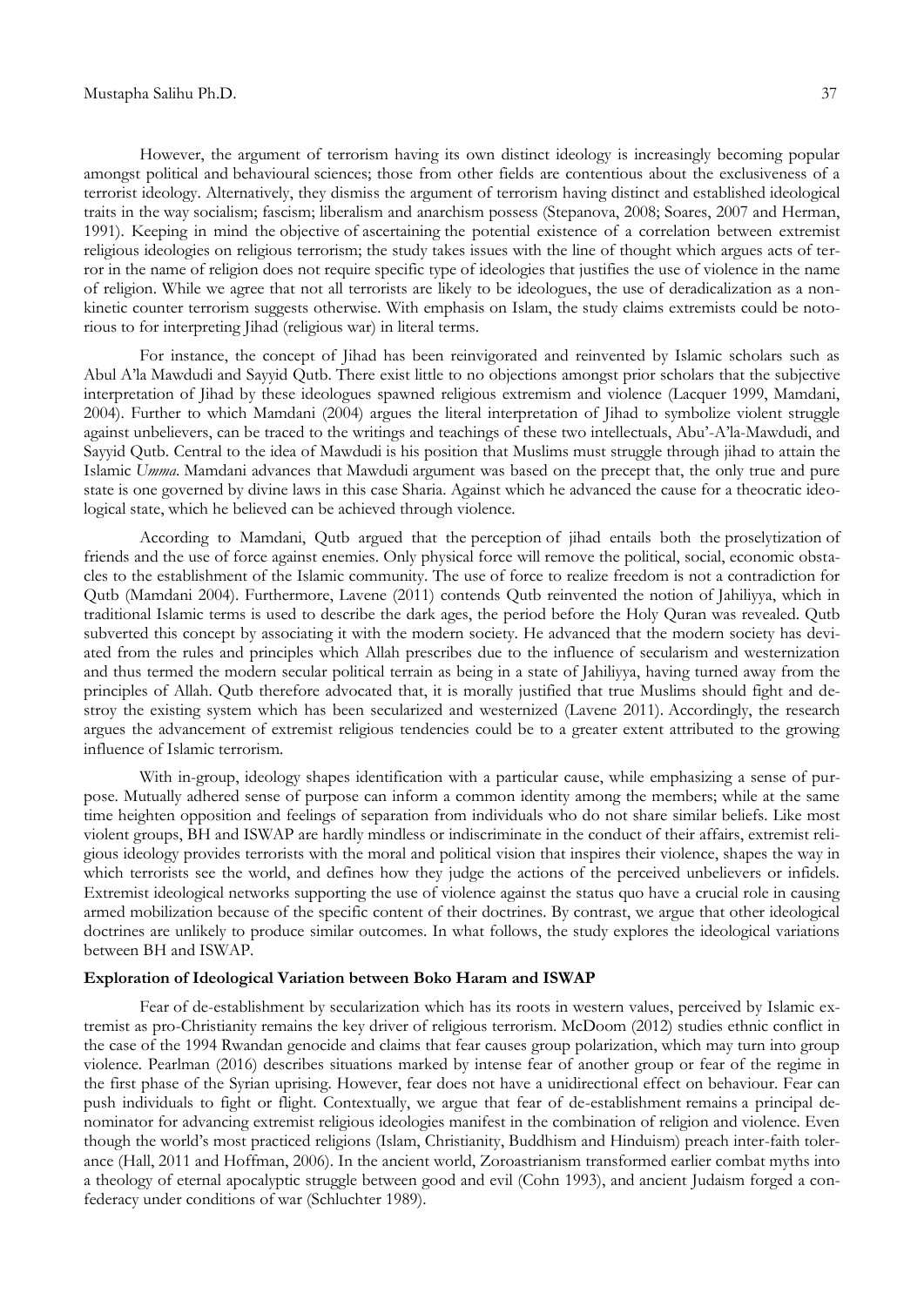However, the argument of terrorism having its own distinct ideology is increasingly becoming popular amongst political and behavioural sciences; those from other fields are contentious about the exclusiveness of a terrorist ideology. Alternatively, they dismiss the argument of terrorism having distinct and established ideological traits in the way socialism; fascism; liberalism and anarchism possess (Stepanova, 2008; Soares, 2007 and Herman, 1991). Keeping in mind the objective of ascertaining the potential existence of a correlation between extremist religious ideologies on religious terrorism; the study takes issues with the line of thought which argues acts of terror in the name of religion does not require specific type of ideologies that justifies the use of violence in the name of religion. While we agree that not all terrorists are likely to be ideologues, the use of deradicalization as a non-kinetic counter terrorism suggests otherwise. With emphasis on Islam, the study claims extremists could be notorious to for interpreting Jihad (religious war) in literal terms.

For instance, the concept of Jihad has been reinvigorated and reinvented by Islamic scholars such as Abul A'la Mawdudi and Sayyid Qutb. There exist little to no objections amongst prior scholars that the subjective interpretation of Jihad by these ideologues spawned religious extremism and violence (Lacquer 1999, Mamdani, 2004). Further to which Mamdani (2004) argues the literal interpretation of Jihad to symbolize violent struggle against unbelievers, can be traced to the writings and teachings of these two intellectuals, Abu'-A'la-Mawdudi, and Sayyid Qutb. Central to the idea of Mawdudi is his position that Muslims must struggle through jihad to attain the Islamic *Umma*. Mamdani advances that Mawdudi argument was based on the precept that, the only true and pure state is one governed by divine laws in this case Sharia. Against which he advanced the cause for a theocratic ideological state, which he believed can be achieved through violence.

According to Mamdani, Qutb argued that the perception of jihad entails both the proselytization of friends and the use of force against enemies. Only physical force will remove the political, social, economic obstacles to the establishment of the Islamic community. The use of force to realize freedom is not a contradiction for Qutb (Mamdani 2004). Furthermore, Lavene (2011) contends Qutb reinvented the notion of Jahiliyya, which in traditional Islamic terms is used to describe the dark ages, the period before the Holy Quran was revealed. Qutb subverted this concept by associating it with the modern society. He advanced that the modern society has deviated from the rules and principles which Allah prescribes due to the influence of secularism and westernization and thus termed the modern secular political terrain as being in a state of Jahiliyya, having turned away from the principles of Allah. Qutb therefore advocated that, it is morally justified that true Muslims should fight and destroy the existing system which has been secularized and westernized (Lavene 2011). Accordingly, the research argues the advancement of extremist religious tendencies could be to a greater extent attributed to the growing influence of Islamic terrorism.

With in-group, ideology shapes identification with a particular cause, while emphasizing a sense of purpose. Mutually adhered sense of purpose can inform a common identity among the members; while at the same time heighten opposition and feelings of separation from individuals who do not share similar beliefs. Like most violent groups, BH and ISWAP are hardly mindless or indiscriminate in the conduct of their affairs, extremist religious ideology provides terrorists with the moral and political vision that inspires their violence, shapes the way in which terrorists see the world, and defines how they judge the actions of the perceived unbelievers or infidels. Extremist ideological networks supporting the use of violence against the status quo have a crucial role in causing armed mobilization because of the specific content of their doctrines. By contrast, we argue that other ideological doctrines are unlikely to produce similar outcomes. In what follows, the study explores the ideological variations between BH and ISWAP.

**Exploration of Ideological Variation between Boko Haram and ISWAP**

Fear of de-establishment by secularization which has its roots in western values, perceived by Islamic extremist as pro-Christianity remains the key driver of religious terrorism. McDoom (2012) studies ethnic conflict in the case of the 1994 Rwandan genocide and claims that fear causes group polarization, which may turn into group violence. Pearlman (2016) describes situations marked by intense fear of another group or fear of the regime in the first phase of the Syrian uprising. However, fear does not have a unidirectional effect on behaviour. Fear can push individuals to fight or flight. Contextually, we argue that fear of de-establishment remains a principal denominator for advancing extremist religious ideologies manifest in the combination of religion and violence. Even though the world's most practiced religions (Islam, Christianity, Buddhism and Hinduism) preach inter-faith tolerance (Hall, 2011 and Hoffman, 2006). In the ancient world, Zoroastrianism transformed earlier combat myths into a theology of eternal apocalyptic struggle between good and evil (Cohn 1993), and ancient Judaism forged a confederacy under conditions of war (Schluchter 1989).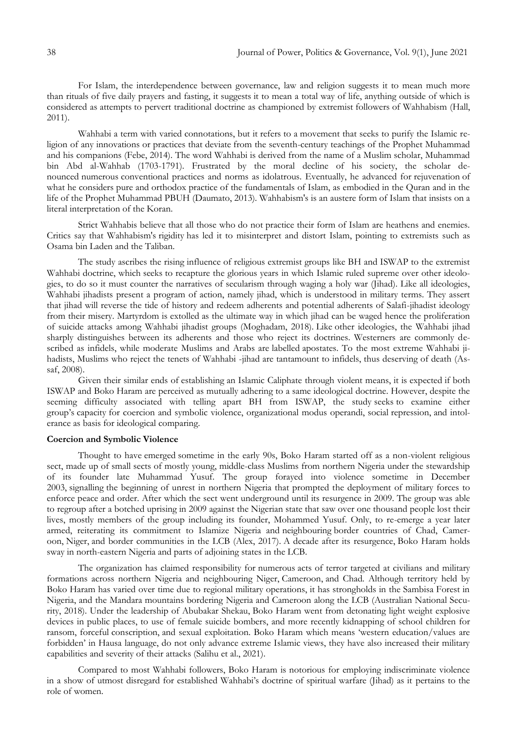For Islam, the interdependence between governance, law and religion suggests it to mean much more than rituals of five daily prayers and fasting, it suggests it to mean a total way of life, anything outside of which is considered as attempts to pervert traditional doctrine as championed by extremist followers of Wahhabism (Hall, 2011).

Wahhabi a term with varied connotations, but it refers to a movement that seeks to purify the Islamic religion of any innovations or practices that deviate from the seventh-century teachings of the Prophet Muhammad and his companions (Febe, 2014). The word Wahhabi is derived from the name of a Muslim scholar, Muhammad bin Abd al-Wahhab (1703-1791). Frustrated by the moral decline of his society, the scholar denounced numerous conventional practices and norms as idolatrous. Eventually, he advanced for rejuvenation of what he considers pure and orthodox practice of the fundamentals of Islam, as embodied in the Quran and in the life of the Prophet Muhammad PBUH (Daumato, 2013). Wahhabism's is an austere form of Islam that insists on a literal interpretation of the Koran.

Strict Wahhabis believe that all those who do not practice their form of Islam are heathens and enemies. Critics say that Wahhabism's rigidity has led it to misinterpret and distort Islam, pointing to extremists such as Osama bin Laden and the Taliban.

The study ascribes the rising influence of religious extremist groups like BH and ISWAP to the extremist Wahhabi doctrine, which seeks to recapture the glorious years in which Islamic ruled supreme over other ideologies, to do so it must counter the narratives of secularism through waging a holy war (Jihad). Like all ideologies, Wahhabi jihadists present a program of action, namely jihad, which is understood in military terms. They assert that jihad will reverse the tide of history and redeem adherents and potential adherents of Salafi-jihadist ideology from their misery. Martyrdom is extolled as the ultimate way in which jihad can be waged hence the proliferation of suicide attacks among Wahhabi jihadist groups (Moghadam, 2018). Like other ideologies, the Wahhabi jihad sharply distinguishes between its adherents and those who reject its doctrines. Westerners are commonly described as infidels, while moderate Muslims and Arabs are labelled apostates. To the most extreme Wahhabi jihadists, Muslims who reject the tenets of Wahhabi -jihad are tantamount to infidels, thus deserving of death (Assaf, 2008).

Given their similar ends of establishing an Islamic Caliphate through violent means, it is expected if both ISWAP and Boko Haram are perceived as mutually adhering to a same ideological doctrine. However, despite the seeming difficulty associated with telling apart BH from ISWAP, the study seeks to examine either group's capacity for coercion and symbolic violence, organizational modus operandi, social repression, and intolerance as basis for ideological comparing.

**Coercion and Symbolic Violence**

Thought to have emerged sometime in the early 90s, Boko Haram started off as a non-violent religious sect, made up of small sects of mostly young, middle-class Muslims from northern Nigeria under the stewardship of its founder late Muhammad Yusuf. The group forayed into violence sometime in December 2003, signalling the beginning of unrest in northern Nigeria that prompted the deployment of military forces to enforce peace and order. After which the sect went underground until its resurgence in 2009. The group was able to regroup after a botched uprising in 2009 against the Nigerian state that saw over one thousand people lost their lives, mostly members of the group including its founder, Mohammed Yusuf. Only, to re-emerge a year later armed, reiterating its commitment to Islamize Nigeria and neighbouring border countries of Chad, Cameroon, Niger, and border communities in the LCB (Alex, 2017). A decade after its resurgence, Boko Haram holds sway in north-eastern Nigeria and parts of adjoining states in the LCB.

The organization has claimed responsibility for numerous acts of terror targeted at civilians and military formations across northern Nigeria and neighbouring Niger, Cameroon, and Chad. Although territory held by Boko Haram has varied over time due to regional military operations, it has strongholds in the Sambisa Forest in Nigeria, and the Mandara mountains bordering Nigeria and Cameroon along the LCB (Australian National Security, 2018). Under the leadership of Abubakar Shekau, Boko Haram went from detonating light weight explosive devices in public places, to use of female suicide bombers, and more recently kidnapping of school children for ransom, forceful conscription, and sexual exploitation. Boko Haram which means 'western education/values are forbidden' in Hausa language, do not only advance extreme Islamic views, they have also increased their military capabilities and severity of their attacks (Salihu et al., 2021).

Compared to most Wahhabi followers, Boko Haram is notorious for employing indiscriminate violence in a show of utmost disregard for established Wahhabi's doctrine of spiritual warfare (Jihad) as it pertains to the role of women.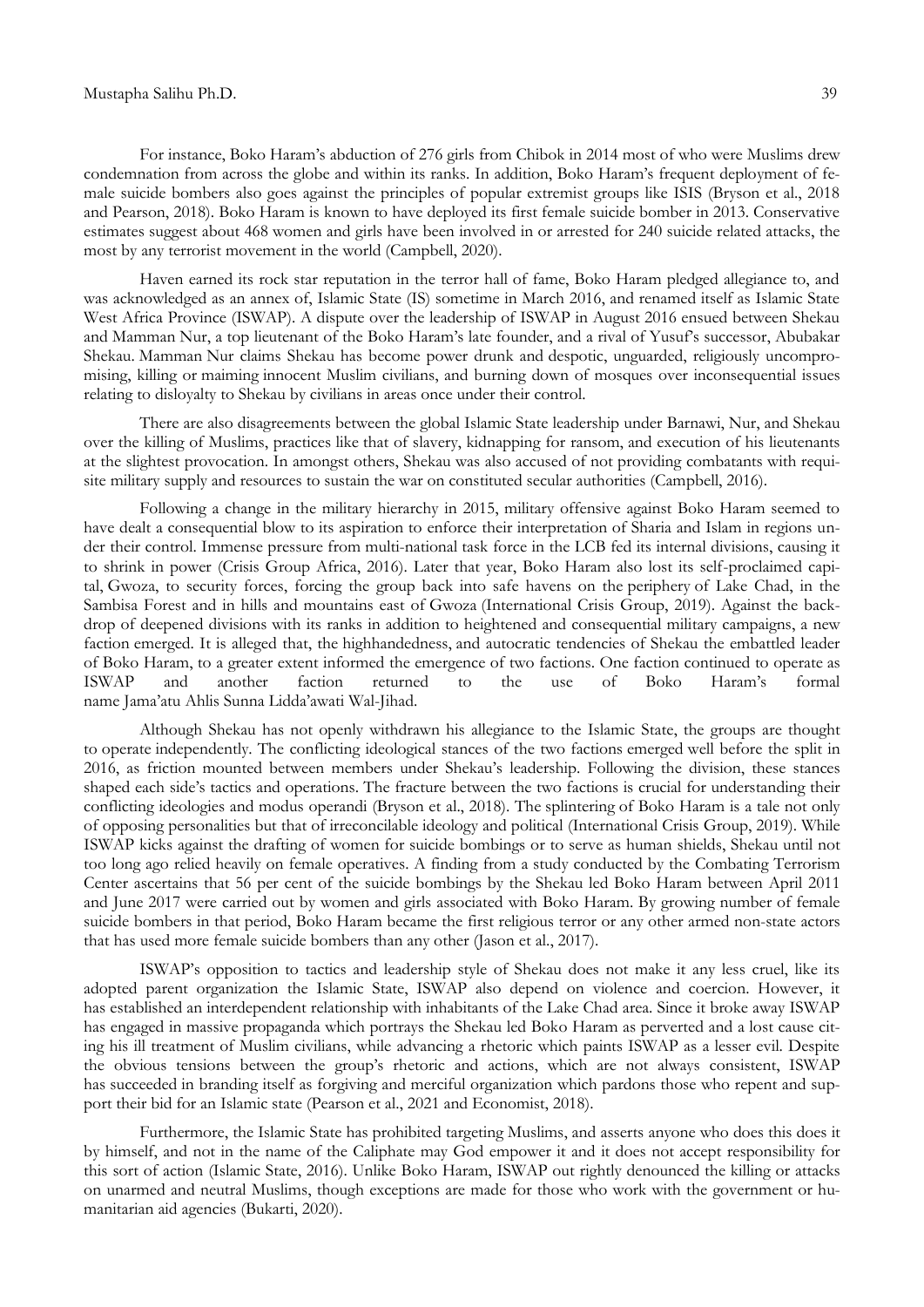For instance, Boko Haram's abduction of 276 girls from Chibok in 2014 most of who were Muslims drew condemnation from across the globe and within its ranks. In addition, Boko Haram's frequent deployment of female suicide bombers also goes against the principles of popular extremist groups like ISIS (Bryson et al., 2018 and Pearson, 2018). Boko Haram is known to have deployed its first female suicide bomber in 2013. Conservative estimates suggest about 468 women and girls have been involved in or arrested for 240 suicide related attacks, the most by any terrorist movement in the world (Campbell, 2020).

Haven earned its rock star reputation in the terror hall of fame, Boko Haram pledged allegiance to, and was acknowledged as an annex of, Islamic State (IS) sometime in March 2016, and renamed itself as Islamic State West Africa Province (ISWAP). A dispute over the leadership of ISWAP in August 2016 ensued between Shekau and Mamman Nur, a top lieutenant of the Boko Haram's late founder, and a rival of Yusuf's successor, Abubakar Shekau. Mamman Nur claims Shekau has become power drunk and despotic, unguarded, religiously uncompromising, killing or maiming innocent Muslim civilians, and burning down of mosques over inconsequential issues relating to disloyalty to Shekau by civilians in areas once under their control.

There are also disagreements between the global Islamic State leadership under Barnawi, Nur, and Shekau over the killing of Muslims, practices like that of slavery, kidnapping for ransom, and execution of his lieutenants at the slightest provocation. In amongst others, Shekau was also accused of not providing combatants with requisite military supply and resources to sustain the war on constituted secular authorities (Campbell, 2016).

Following a change in the military hierarchy in 2015, military offensive against Boko Haram seemed to have dealt a consequential blow to its aspiration to enforce their interpretation of Sharia and Islam in regions under their control. Immense pressure from multi-national task force in the LCB fed its internal divisions, causing it to shrink in power (Crisis Group Africa, 2016). Later that year, Boko Haram also lost its self-proclaimed capital, Gwoza, to security forces, forcing the group back into safe havens on the periphery of Lake Chad, in the Sambisa Forest and in hills and mountains east of Gwoza (International Crisis Group, 2019). Against the backdrop of deepened divisions with its ranks in addition to heightened and consequential military campaigns, a new faction emerged. It is alleged that, the highhandedness, and autocratic tendencies of Shekau the embattled leader of Boko Haram, to a greater extent informed the emergence of two factions. One faction continued to operate as ISWAP and another faction returned to the use of Boko Haram's formal name Jama'atu Ahlis Sunna Lidda'awati Wal-Jihad.

Although Shekau has not openly withdrawn his allegiance to the Islamic State, the groups are thought to operate independently. The conflicting ideological stances of the two factions emerged well before the split in 2016, as friction mounted between members under Shekau's leadership. Following the division, these stances shaped each side's tactics and operations. The fracture between the two factions is crucial for understanding their conflicting ideologies and modus operandi (Bryson et al., 2018). The splintering of Boko Haram is a tale not only of opposing personalities but that of irreconcilable ideology and political (International Crisis Group, 2019). While ISWAP kicks against the drafting of women for suicide bombings or to serve as human shields, Shekau until not too long ago relied heavily on female operatives. A finding from a study conducted by the Combating Terrorism Center ascertains that 56 per cent of the suicide bombings by the Shekau led Boko Haram between April 2011 and June 2017 were carried out by women and girls associated with Boko Haram. By growing number of female suicide bombers in that period, Boko Haram became the first religious terror or any other armed non-state actors that has used more female suicide bombers than any other (Jason et al., 2017).

ISWAP's opposition to tactics and leadership style of Shekau does not make it any less cruel, like its adopted parent organization the Islamic State, ISWAP also depend on violence and coercion. However, it has established an interdependent relationship with inhabitants of the Lake Chad area. Since it broke away ISWAP has engaged in massive propaganda which portrays the Shekau led Boko Haram as perverted and a lost cause citing his ill treatment of Muslim civilians, while advancing a rhetoric which paints ISWAP as a lesser evil. Despite the obvious tensions between the group's rhetoric and actions, which are not always consistent, ISWAP has succeeded in branding itself as forgiving and merciful organization which pardons those who repent and support their bid for an Islamic state (Pearson et al., 2021 and Economist, 2018).

Furthermore, the Islamic State has prohibited targeting Muslims, and asserts anyone who does this does it by himself, and not in the name of the Caliphate may God empower it and it does not accept responsibility for this sort of action (Islamic State, 2016). Unlike Boko Haram, ISWAP out rightly denounced the killing or attacks on unarmed and neutral Muslims, though exceptions are made for those who work with the government or humanitarian aid agencies (Bukarti, 2020).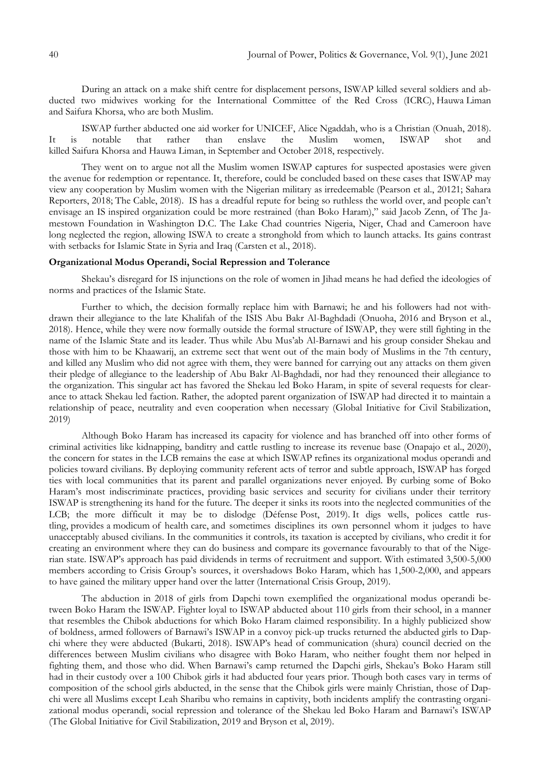During an attack on a make shift centre for displacement persons, ISWAP killed several soldiers and abducted two midwives working for the International Committee of the Red Cross (ICRC), Hauwa Liman and Saifura Khorsa, who are both Muslim.

ISWAP further abducted one aid worker for UNICEF, Alice Ngaddah, who is a Christian (Onuah, 2018). It is notable that rather than enslave the Muslim women, ISWAP shot and killed Saifura Khorsa and Hauwa Liman, in September and October 2018, respectively.

They went on to argue not all the Muslim women ISWAP captures for suspected apostasies were given the avenue for redemption or repentance. It, therefore, could be concluded based on these cases that ISWAP may view any cooperation by Muslim women with the Nigerian military as irredeemable (Pearson et al., 20121; Sahara Reporters, 2018; The Cable, 2018). IS has a dreadful repute for being so ruthless the world over, and people can't envisage an IS inspired organization could be more restrained (than Boko Haram)," said Jacob Zenn, of The Jamestown Foundation in Washington D.C. The Lake Chad countries Nigeria, Niger, Chad and Cameroon have long neglected the region, allowing ISWA to create a stronghold from which to launch attacks. Its gains contrast with setbacks for Islamic State in Syria and Iraq (Carsten et al., 2018).

**Organizational Modus Operandi, Social Repression and Tolerance**

Shekau's disregard for IS injunctions on the role of women in Jihad means he had defied the ideologies of norms and practices of the Islamic State.

Further to which, the decision formally replace him with Barnawi; he and his followers had not withdrawn their allegiance to the late Khalifah of the ISIS Abu Bakr Al-Baghdadi (Onuoha, 2016 and Bryson et al., 2018). Hence, while they were now formally outside the formal structure of ISWAP, they were still fighting in the name of the Islamic State and its leader. Thus while Abu Mus'ab Al-Barnawi and his group consider Shekau and those with him to be Khaawarij, an extreme sect that went out of the main body of Muslims in the 7th century, and killed any Muslim who did not agree with them, they were banned for carrying out any attacks on them given their pledge of allegiance to the leadership of Abu Bakr Al-Baghdadi, nor had they renounced their allegiance to the organization. This singular act has favored the Shekau led Boko Haram, in spite of several requests for clearance to attack Shekau led faction. Rather, the adopted parent organization of ISWAP had directed it to maintain a relationship of peace, neutrality and even cooperation when necessary (Global Initiative for Civil Stabilization, 2019)

Although Boko Haram has increased its capacity for violence and has branched off into other forms of criminal activities like kidnapping, banditry and cattle rustling to increase its revenue base (Onapajo et al., 2020), the concern for states in the LCB remains the ease at which ISWAP refines its organizational modus operandi and policies toward civilians. By deploying community referent acts of terror and subtle approach, ISWAP has forged ties with local communities that its parent and parallel organizations never enjoyed. By curbing some of Boko Haram's most indiscriminate practices, providing basic services and security for civilians under their territory ISWAP is strengthening its hand for the future. The deeper it sinks its roots into the neglected communities of the LCB; the more difficult it may be to dislodge (Défense Post, 2019). It digs wells, polices cattle rustling, provides a modicum of health care, and sometimes disciplines its own personnel whom it judges to have unacceptably abused civilians. In the communities it controls, its taxation is accepted by civilians, who credit it for creating an environment where they can do business and compare its governance favourably to that of the Nigerian state. ISWAP's approach has paid dividends in terms of recruitment and support. With estimated 3,500-5,000 members according to Crisis Group's sources, it overshadows Boko Haram, which has 1,500-2,000, and appears to have gained the military upper hand over the latter (International Crisis Group, 2019).

The abduction in 2018 of girls from Dapchi town exemplified the organizational modus operandi between Boko Haram the ISWAP. Fighter loyal to ISWAP abducted about 110 girls from their school, in a manner that resembles the Chibok abductions for which Boko Haram claimed responsibility. In a highly publicized show of boldness, armed followers of Barnawi's ISWAP in a convoy pick-up trucks returned the abducted girls to Dapchi where they were abducted (Bukarti, 2018). ISWAP's head of communication (shura) council decried on the differences between Muslim civilians who disagree with Boko Haram, who neither fought them nor helped in fighting them, and those who did. When Barnawi's camp returned the Dapchi girls, Shekau's Boko Haram still had in their custody over a 100 Chibok girls it had abducted four years prior. Though both cases vary in terms of composition of the school girls abducted, in the sense that the Chibok girls were mainly Christian, those of Dapchi were all Muslims except Leah Sharibu who remains in captivity, both incidents amplify the contrasting organizational modus operandi, social repression and tolerance of the Shekau led Boko Haram and Barnawi's ISWAP (The Global Initiative for Civil Stabilization, 2019 and Bryson et al, 2019).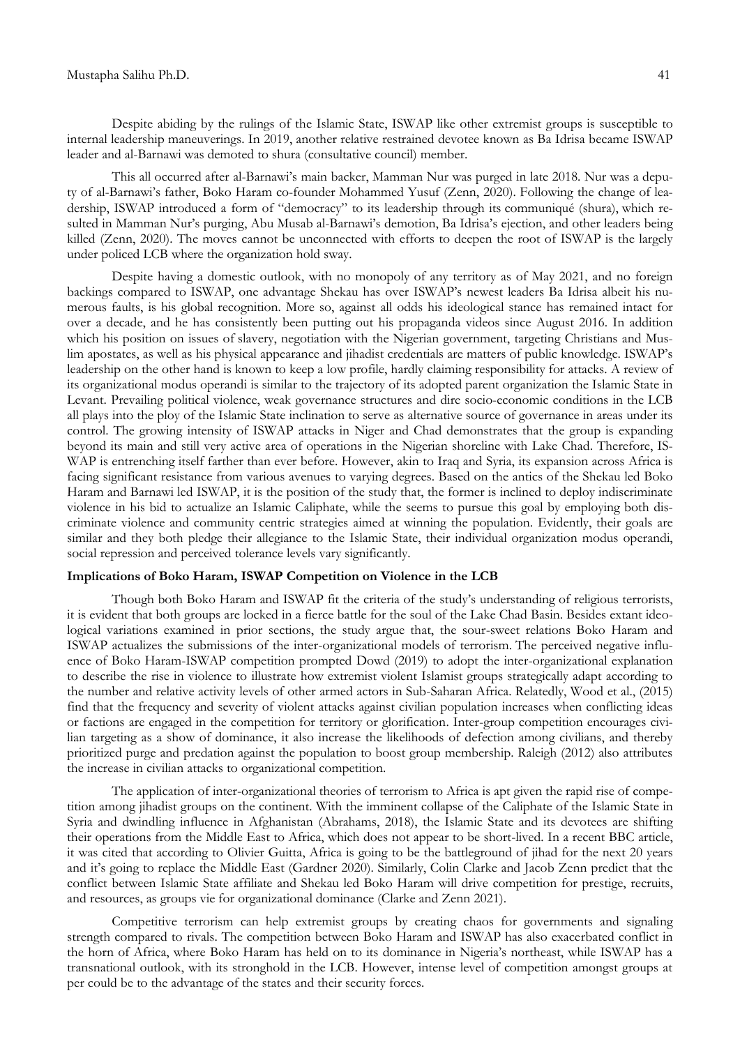Despite abiding by the rulings of the Islamic State, ISWAP like other extremist groups is susceptible to internal leadership maneuverings. In 2019, another relative restrained devotee known as Ba Idrisa became ISWAP leader and al-Barnawi was demoted to shura (consultative council) member.

This all occurred after al-Barnawi's main backer, Mamman Nur was purged in late 2018. Nur was a deputy of al-Barnawi's father, Boko Haram co-founder Mohammed Yusuf (Zenn, 2020). Following the change of leadership, ISWAP introduced a form of "democracy" to its leadership through its communiqué (shura), which resulted in Mamman Nur's purging, Abu Musab al-Barnawi's demotion, Ba Idrisa's ejection, and other leaders being killed (Zenn, 2020). The moves cannot be unconnected with efforts to deepen the root of ISWAP is the largely under policed LCB where the organization hold sway.

Despite having a domestic outlook, with no monopoly of any territory as of May 2021, and no foreign backings compared to ISWAP, one advantage Shekau has over ISWAP's newest leaders Ba Idrisa albeit his numerous faults, is his global recognition. More so, against all odds his ideological stance has remained intact for over a decade, and he has consistently been putting out his propaganda videos since August 2016. In addition which his position on issues of slavery, negotiation with the Nigerian government, targeting Christians and Muslim apostates, as well as his physical appearance and jihadist credentials are matters of public knowledge. ISWAP's leadership on the other hand is known to keep a low profile, hardly claiming responsibility for attacks. A review of its organizational modus operandi is similar to the trajectory of its adopted parent organization the Islamic State in Levant. Prevailing political violence, weak governance structures and dire socio-economic conditions in the LCB all plays into the ploy of the Islamic State inclination to serve as alternative source of governance in areas under its control. The growing intensity of ISWAP attacks in Niger and Chad demonstrates that the group is expanding beyond its main and still very active area of operations in the Nigerian shoreline with Lake Chad. Therefore, ISWAP is entrenching itself farther than ever before. However, akin to Iraq and Syria, its expansion across Africa is facing significant resistance from various avenues to varying degrees. Based on the antics of the Shekau led Boko Haram and Barnawi led ISWAP, it is the position of the study that, the former is inclined to deploy indiscriminate violence in his bid to actualize an Islamic Caliphate, while the seems to pursue this goal by employing both discriminate violence and community centric strategies aimed at winning the population. Evidently, their goals are similar and they both pledge their allegiance to the Islamic State, their individual organization modus operandi, social repression and perceived tolerance levels vary significantly.

**Implications of Boko Haram, ISWAP Competition on Violence in the LCB**

Though both Boko Haram and ISWAP fit the criteria of the study's understanding of religious terrorists, it is evident that both groups are locked in a fierce battle for the soul of the Lake Chad Basin. Besides extant ideological variations examined in prior sections, the study argue that, the sour-sweet relations Boko Haram and ISWAP actualizes the submissions of the inter-organizational models of terrorism. The perceived negative influence of Boko Haram-ISWAP competition prompted Dowd (2019) to adopt the inter-organizational explanation to describe the rise in violence to illustrate how extremist violent Islamist groups strategically adapt according to the number and relative activity levels of other armed actors in Sub-Saharan Africa. Relatedly, Wood et al., (2015) find that the frequency and severity of violent attacks against civilian population increases when conflicting ideas or factions are engaged in the competition for territory or glorification. Inter-group competition encourages civilian targeting as a show of dominance, it also increase the likelihoods of defection among civilians, and thereby prioritized purge and predation against the population to boost group membership. Raleigh (2012) also attributes the increase in civilian attacks to organizational competition.

The application of inter-organizational theories of terrorism to Africa is apt given the rapid rise of competition among jihadist groups on the continent. With the imminent collapse of the Caliphate of the Islamic State in Syria and dwindling influence in Afghanistan (Abrahams, 2018), the Islamic State and its devotees are shifting their operations from the Middle East to Africa, which does not appear to be short-lived. In a recent BBC article, it was cited that according to Olivier Guitta, Africa is going to be the battleground of jihad for the next 20 years and it's going to replace the Middle East (Gardner 2020). Similarly, Colin Clarke and Jacob Zenn predict that the conflict between Islamic State affiliate and Shekau led Boko Haram will drive competition for prestige, recruits, and resources, as groups vie for organizational dominance (Clarke and Zenn 2021).

Competitive terrorism can help extremist groups by creating chaos for governments and signaling strength compared to rivals. The competition between Boko Haram and ISWAP has also exacerbated conflict in the horn of Africa, where Boko Haram has held on to its dominance in Nigeria's northeast, while ISWAP has a transnational outlook, with its stronghold in the LCB. However, intense level of competition amongst groups at per could be to the advantage of the states and their security forces.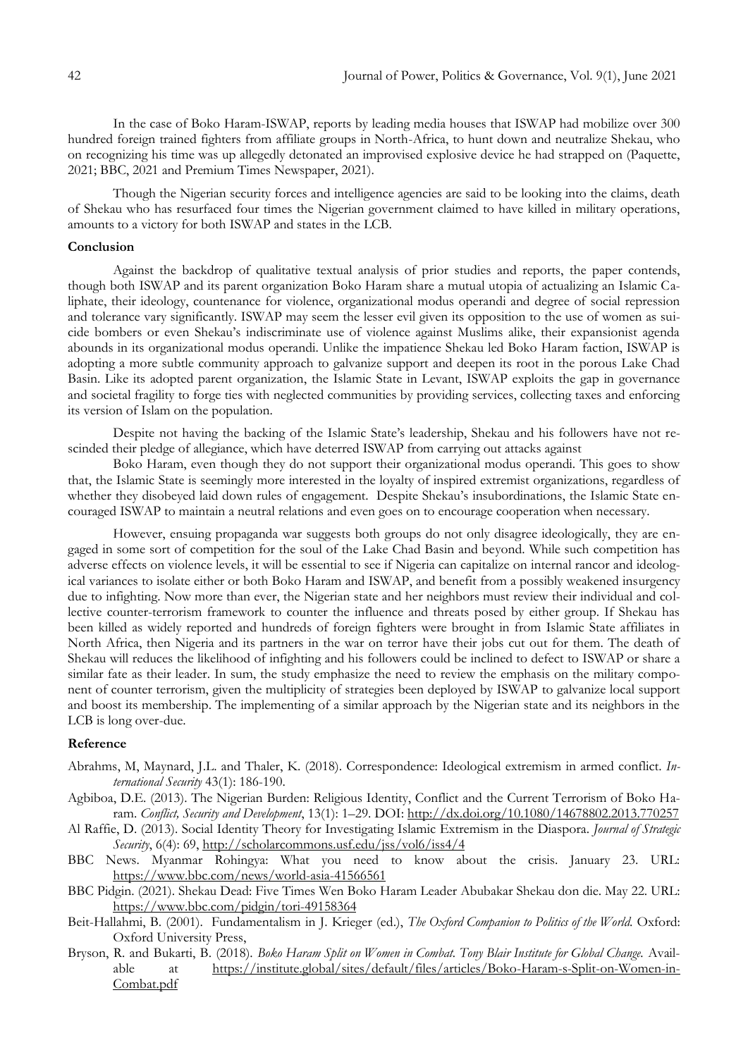In the case of Boko Haram-ISWAP, reports by leading media houses that ISWAP had mobilize over 300 hundred foreign trained fighters from affiliate groups in North-Africa, to hunt down and neutralize Shekau, who on recognizing his time was up allegedly detonated an improvised explosive device he had strapped on (Paquette, 2021; BBC, 2021 and Premium Times Newspaper, 2021).

Though the Nigerian security forces and intelligence agencies are said to be looking into the claims, death of Shekau who has resurfaced four times the Nigerian government claimed to have killed in military operations, amounts to a victory for both ISWAP and states in the LCB.

**Conclusion**

Against the backdrop of qualitative textual analysis of prior studies and reports, the paper contends, though both ISWAP and its parent organization Boko Haram share a mutual utopia of actualizing an Islamic Caliphate, their ideology, countenance for violence, organizational modus operandi and degree of social repression and tolerance vary significantly. ISWAP may seem the lesser evil given its opposition to the use of women as suicide bombers or even Shekau's indiscriminate use of violence against Muslims alike, their expansionist agenda abounds in its organizational modus operandi. Unlike the impatience Shekau led Boko Haram faction, ISWAP is adopting a more subtle community approach to galvanize support and deepen its root in the porous Lake Chad Basin. Like its adopted parent organization, the Islamic State in Levant, ISWAP exploits the gap in governance and societal fragility to forge ties with neglected communities by providing services, collecting taxes and enforcing its version of Islam on the population.

Despite not having the backing of the Islamic State's leadership, Shekau and his followers have not rescinded their pledge of allegiance, which have deterred ISWAP from carrying out attacks against

Boko Haram, even though they do not support their organizational modus operandi. This goes to show that, the Islamic State is seemingly more interested in the loyalty of inspired extremist organizations, regardless of whether they disobeyed laid down rules of engagement. Despite Shekau's insubordinations, the Islamic State encouraged ISWAP to maintain a neutral relations and even goes on to encourage cooperation when necessary.

However, ensuing propaganda war suggests both groups do not only disagree ideologically, they are engaged in some sort of competition for the soul of the Lake Chad Basin and beyond. While such competition has adverse effects on violence levels, it will be essential to see if Nigeria can capitalize on internal rancor and ideological variances to isolate either or both Boko Haram and ISWAP, and benefit from a possibly weakened insurgency due to infighting. Now more than ever, the Nigerian state and her neighbors must review their individual and collective counter-terrorism framework to counter the influence and threats posed by either group. If Shekau has been killed as widely reported and hundreds of foreign fighters were brought in from Islamic State affiliates in North Africa, then Nigeria and its partners in the war on terror have their jobs cut out for them. The death of Shekau will reduces the likelihood of infighting and his followers could be inclined to defect to ISWAP or share a similar fate as their leader. In sum, the study emphasize the need to review the emphasis on the military component of counter terrorism, given the multiplicity of strategies been deployed by ISWAP to galvanize local support and boost its membership. The implementing of a similar approach by the Nigerian state and its neighbors in the LCB is long over-due.

**Reference**

Abrahms, M, Maynard, J.L. and Thaler, K. (2018). Correspondence: Ideological extremism in armed conflict. *International Security* 43(1): 186-190.

Agbiboa, D.E. (2013). The Nigerian Burden: Religious Identity, Conflict and the Current Terrorism of Boko Haram. *Conflict, Security and Development*, 13(1): 1–29. DOI: http://dx.doi.org/10.1080/14678802.2013.770257

Al Raffie, D. (2013). Social Identity Theory for Investigating Islamic Extremism in the Diaspora. *Journal of Strategic Security*, 6(4): 69, http://scholarcommons.usf.edu/jss/vol6/iss4/4

BBC News. Myanmar Rohingya: What you need to know about the crisis. January 23. URL: https://www.bbc.com/news/world-asia-41566561

BBC Pidgin. (2021). Shekau Dead: Five Times Wen Boko Haram Leader Abubakar Shekau don die. May 22. URL: https://www.bbc.com/pidgin/tori-49158364

Beit-Hallahmi, B. (2001). Fundamentalism in J. Krieger (ed.), *The Oxford Companion to Politics of the World.* Oxford: Oxford University Press,

Bryson, R. and Bukarti, B. (2018). *Boko Haram Split on Women in Combat. Tony Blair Institute for Global Change.* Available at https://institute.global/sites/default/files/articles/Boko-Haram-s-Split-on-Women-in-Combat.pdf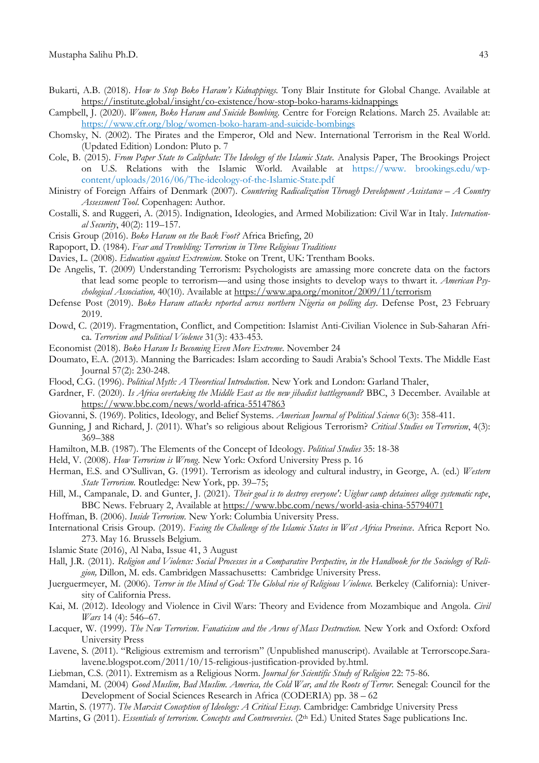Bukarti, A.B. (2018). *How to Stop Boko Haram's Kidnappings.* Tony Blair Institute for Global Change. Available at https://institute.global/insight/co-existence/how-stop-boko-harams-kidnappings

Campbell, J. (2020). *Women, Boko Haram and Suicide Bombing.* Centre for Foreign Relations. March 25. Available at: https://www.cfr.org/blog/women-boko-haram-and-suicide-bombings

Chomsky, N. (2002). The Pirates and the Emperor, Old and New. International Terrorism in the Real World. (Updated Edition) London: Pluto p. 7

Cole, B. (2015). *From Paper State to Caliphate: The Ideology of the Islamic State.* Analysis Paper, The Brookings Project on U.S. Relations with the Islamic World. Available at https://www. brookings.edu/wp-content/uploads/2016/06/The-ideology-of-the-Islamic-State.pdf

Ministry of Foreign Affairs of Denmark (2007). *Countering Radicalization Through Development Assistance – A Country Assessment Tool.* Copenhagen: Author.

Costalli, S. and Ruggeri, A. (2015). Indignation, Ideologies, and Armed Mobilization: Civil War in Italy. *International Security*, 40(2): 119–157.

Crisis Group (2016). *Boko Haram on the Back Foot?* Africa Briefing, 20

Rapoport, D. (1984). *Fear and Trembling: Terrorism in Three Religious Traditions*

Davies, L. (2008). *Education against Extremism*. Stoke on Trent, UK: Trentham Books.

De Angelis, T. (2009) Understanding Terrorism: Psychologists are amassing more concrete data on the factors that lead some people to terrorism—and using those insights to develop ways to thwart it. *American Psychological Association,* 40(10). Available at https://www.apa.org/monitor/2009/11/terrorism

Defense Post (2019). *Boko Haram attacks reported across northern Nigeria on polling day*. Defense Post, 23 February 2019.

Dowd, C. (2019). Fragmentation, Conflict, and Competition: Islamist Anti-Civilian Violence in Sub-Saharan Africa. *Terrorism and Political Violence* 31(3): 433-453.

Economist (2018). *Boko Haram Is Becoming Even More Extreme*. November 24

Doumato, E.A. (2013). Manning the Barricades: Islam according to Saudi Arabia's School Texts. The Middle East Journal 57(2): 230-248.

Flood, C.G. (1996). *Political Myth: A Theoretical Introduction*. New York and London: Garland Thaler,

Gardner, F. (2020). *Is Africa overtaking the Middle East as the new jihadist battleground?* BBC, 3 December. Available at https://www.bbc.com/news/world-africa-55147863

Giovanni, S. (1969). Politics, Ideology, and Belief Systems. *American Journal of Political Science* 6(3): 358-411.

Gunning, J and Richard, J. (2011). What's so religious about Religious Terrorism? *Critical Studies on Terrorism*, 4(3): 369–388

Hamilton, M.B. (1987). The Elements of the Concept of Ideology. *Political Studies* 35: 18-38

Held, V. (2008). *How Terrorism is Wrong*. New York: Oxford University Press p. 16

Herman, E.S. and O'Sullivan, G. (1991). Terrorism as ideology and cultural industry, in George, A. (ed.) *Western State Terrorism.* Routledge: New York, pp. 39–75;

Hill, M., Campanale, D. and Gunter, J. (2021). *Their goal is to destroy everyone': Uighur camp detainees allege systematic rape*, BBC News. February 2, Available at https://www.bbc.com/news/world-asia-china-55794071

Hoffman, B. (2006). *Inside Terrorism.* New York: Columbia University Press.

International Crisis Group. (2019). *Facing the Challenge of the Islamic States in West Africa Province*. Africa Report No. 273. May 16. Brussels Belgium.

Islamic State (2016), Al Naba, Issue 41, 3 August

Hall, J.R. (2011). *Religion and Violence: Social Processes in a Comparative Perspective, in the Handbook for the Sociology of Religion,* Dillon, M. eds. Cambridgen Massachusetts: Cambridge University Press.

Juerguermeyer, M. (2006). *Terror in the Mind of God: The Global rise of Religious Violence.* Berkeley (California): University of California Press.

Kai, M. (2012). Ideology and Violence in Civil Wars: Theory and Evidence from Mozambique and Angola. *Civil Wars* 14 (4): 546–67.

Lacquer, W. (1999). *The New Terrorism. Fanaticism and the Arms of Mass Destruction.* New York and Oxford: Oxford University Press

Lavene, S. (2011). "Religious extremism and terrorism" (Unpublished manuscript). Available at Terrorscope.Saralavene.blogspot.com/2011/10/15-religious-justification-provided by.html.

Liebman, C.S. (2011). Extremism as a Religious Norm. *Journal for Scientific Study of Religion* 22: 75-86.

Mamdani, M. (2004) *Good Muslim, Bad Muslim. America, the Cold War, and the Roots of Terror.* Senegal: Council for the Development of Social Sciences Research in Africa (CODERIA) pp. 38 – 62

Martin, S. (1977). *The Marxist Conception of Ideology: A Critical Essay.* Cambridge: Cambridge University Press

Martins, G (2011). *Essentials of terrorism. Concepts and Controversies*. (2th Ed.) United States Sage publications Inc.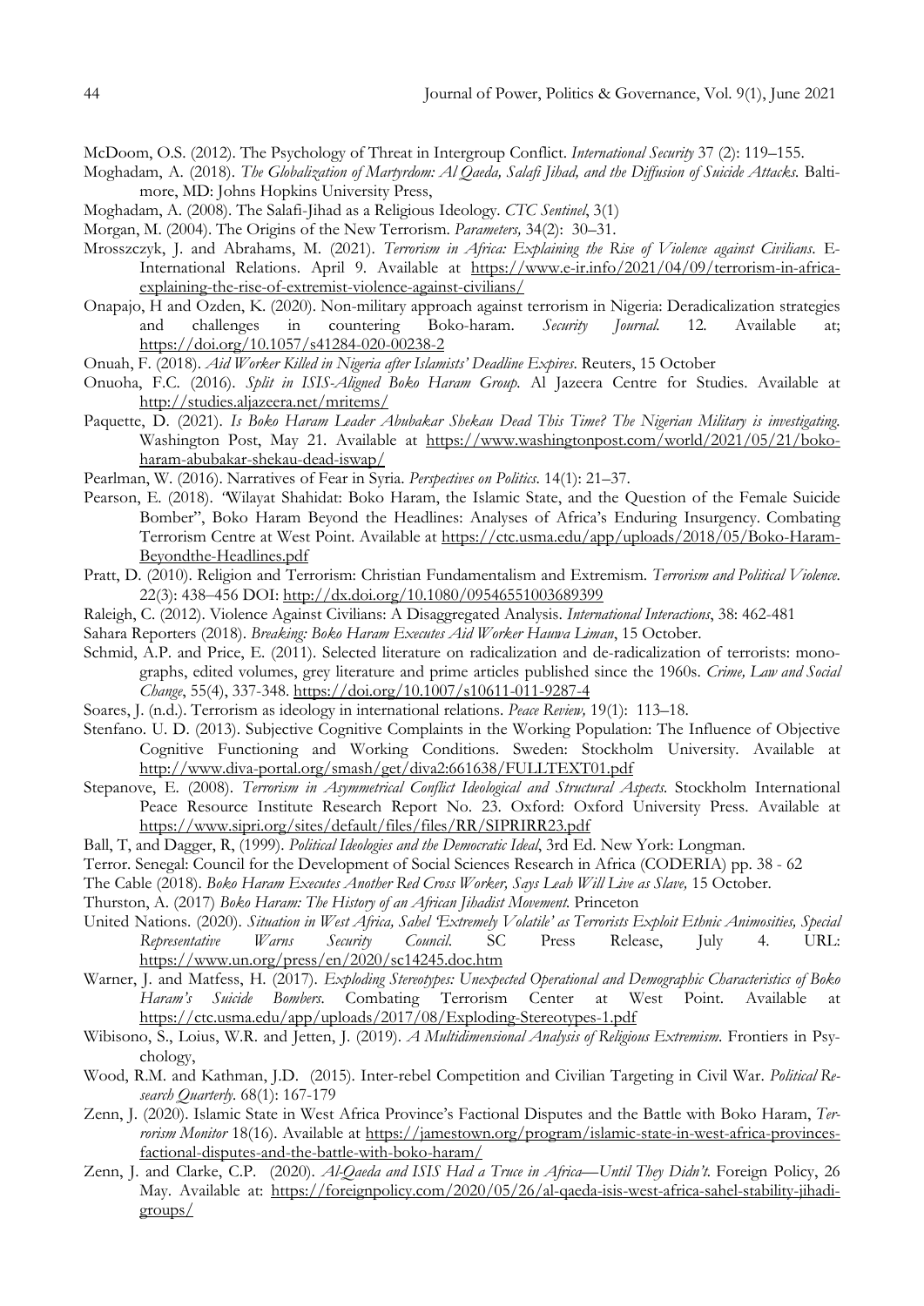McDoom, O.S. (2012). The Psychology of Threat in Intergroup Conflict. *International Security* 37 (2): 119–155.

Moghadam, A. (2018). *The Globalization of Martyrdom: Al Qaeda, Salafi Jihad, and the Diffusion of Suicide Attacks.* Baltimore, MD: Johns Hopkins University Press,

Moghadam, A. (2008). The Salafi-Jihad as a Religious Ideology. *CTC Sentinel*, 3(1)

Morgan, M. (2004). The Origins of the New Terrorism. *Parameters,* 34(2): 30–31.

Mrosszczyk, J. and Abrahams, M. (2021). *Terrorism in Africa: Explaining the Rise of Violence against Civilians*. E-International Relations. April 9. Available at https://www.e-ir.info/2021/04/09/terrorism-in-africa-explaining-the-rise-of-extremist-violence-against-civilians/

Onapajo, H and Ozden, K. (2020). Non-military approach against terrorism in Nigeria: Deradicalization strategies and challenges in countering Boko-haram. *Security Journal.* 12. Available at; https://doi.org/10.1057/s41284-020-00238-2

Onuah, F. (2018). *Aid Worker Killed in Nigeria after Islamists' Deadline Expires*. Reuters, 15 October

Onuoha, F.C. (2016). *Split in ISIS-Aligned Boko Haram Group.* Al Jazeera Centre for Studies. Available at http://studies.aljazeera.net/mritems/

Paquette, D. (2021). *Is Boko Haram Leader Abubakar Shekau Dead This Time? The Nigerian Military is investigating.* Washington Post, May 21. Available at https://www.washingtonpost.com/world/2021/05/21/boko-haram-abubakar-shekau-dead-iswap/

Pearlman, W. (2016). Narratives of Fear in Syria. *Perspectives on Politics*. 14(1): 21–37.

Pearson, E. (2018). "Wilayat Shahidat: Boko Haram, the Islamic State, and the Question of the Female Suicide Bomber", Boko Haram Beyond the Headlines: Analyses of Africa's Enduring Insurgency. Combating Terrorism Centre at West Point. Available at https://ctc.usma.edu/app/uploads/2018/05/Boko-Haram-Beyondthe-Headlines.pdf

Pratt, D. (2010). Religion and Terrorism: Christian Fundamentalism and Extremism. *Terrorism and Political Violence.* 22(3): 438–456 DOI: http://dx.doi.org/10.1080/09546551003689399

Raleigh, C. (2012). Violence Against Civilians: A Disaggregated Analysis. *International Interactions*, 38: 462-481

Sahara Reporters (2018). *Breaking: Boko Haram Executes Aid Worker Hauwa Liman*, 15 October.

Schmid, A.P. and Price, E. (2011). Selected literature on radicalization and de-radicalization of terrorists: monographs, edited volumes, grey literature and prime articles published since the 1960s. *Crime, Law and Social Change*, 55(4), 337-348. https://doi.org/10.1007/s10611-011-9287-4

Soares, J. (n.d.). Terrorism as ideology in international relations. *Peace Review,* 19(1): 113–18.

Stenfano. U. D. (2013). Subjective Cognitive Complaints in the Working Population: The Influence of Objective Cognitive Functioning and Working Conditions. Sweden: Stockholm University. Available at http://www.diva-portal.org/smash/get/diva2:661638/FULLTEXT01.pdf

Stepanove, E. (2008). *Terrorism in Asymmetrical Conflict Ideological and Structural Aspects.* Stockholm International Peace Resource Institute Research Report No. 23. Oxford: Oxford University Press. Available at https://www.sipri.org/sites/default/files/files/RR/SIPRIRR23.pdf

Ball, T, and Dagger, R, (1999). *Political Ideologies and the Democratic Ideal*, 3rd Ed. New York: Longman.

Terror. Senegal: Council for the Development of Social Sciences Research in Africa (CODERIA) pp. 38 - 62

The Cable (2018). *Boko Haram Executes Another Red Cross Worker, Says Leah Will Live as Slave,* 15 October.

Thurston, A. (2017) *Boko Haram: The History of an African Jihadist Movement.* Princeton

United Nations. (2020). *Situation in West Africa, Sahel 'Extremely Volatile' as Terrorists Exploit Ethnic Animosities, Special Representative Warns Security Council.* SC Press Release, July 4. URL: https://www.un.org/press/en/2020/sc14245.doc.htm

Warner, J. and Matfess, H. (2017). *Exploding Stereotypes: Unexpected Operational and Demographic Characteristics of Boko Haram's Suicide Bombers.* Combating Terrorism Center at West Point. Available at https://ctc.usma.edu/app/uploads/2017/08/Exploding-Stereotypes-1.pdf

Wibisono, S., Loius, W.R. and Jetten, J. (2019). *A Multidimensional Analysis of Religious Extremism.* Frontiers in Psychology,

Wood, R.M. and Kathman, J.D. (2015). Inter-rebel Competition and Civilian Targeting in Civil War. *Political Research Quarterly.* 68(1): 167-179

Zenn, J. (2020). Islamic State in West Africa Province's Factional Disputes and the Battle with Boko Haram, *Terrorism Monitor* 18(16). Available at https://jamestown.org/program/islamic-state-in-west-africa-provinces-factional-disputes-and-the-battle-with-boko-haram/

Zenn, J. and Clarke, C.P. (2020). *Al-Qaeda and ISIS Had a Truce in Africa—Until They Didn't.* Foreign Policy, 26 May. Available at: https://foreignpolicy.com/2020/05/26/al-qaeda-isis-west-africa-sahel-stability-jihadi-groups/